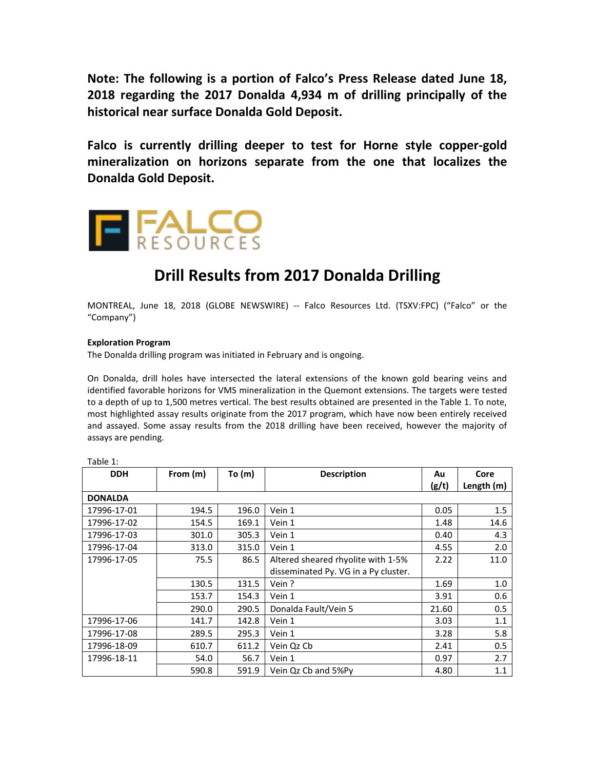**Note: The following is a portion of Falco's Press Release dated June 18, 2018 regarding the 2017 Donalda 4,934 m of drilling principally of the historical near surface Donalda Gold Deposit.**

**Falco is currently drilling deeper to test for Horne style copper-gold mineralization on horizons separate from the one that localizes the Donalda Gold Deposit.**

FALCO RESOURCES

# Drill Results from 2017 Donalda Drilling

MONTREAL, June 18, 2018 (GLOBE NEWSWIRE) -- Falco Resources Ltd. (TSXV:FPC) ("Falco" or the "Company")

**Exploration Program**
The Donalda drilling program was initiated in February and is ongoing.

On Donalda, drill holes have intersected the lateral extensions of the known gold bearing veins and identified favorable horizons for VMS mineralization in the Quemont extensions. The targets were tested to a depth of up to 1,500 metres vertical. The best results obtained are presented in the Table 1. To note, most highlighted assay results originate from the 2017 program, which have now been entirely received and assayed. Some assay results from the 2018 drilling have been received, however the majority of assays are pending.

Table 1:

| DDH | From (m) | To (m) | Description | Au (g/t) | Core Length (m) |
|---|---|---|---|---|---|
| **DONALDA** | | | | | |
| 17996-17-01 | 194.5 | 196.0 | Vein 1 | 0.05 | 1.5 |
| 17996-17-02 | 154.5 | 169.1 | Vein 1 | 1.48 | 14.6 |
| 17996-17-03 | 301.0 | 305.3 | Vein 1 | 0.40 | 4.3 |
| 17996-17-04 | 313.0 | 315.0 | Vein 1 | 4.55 | 2.0 |
| 17996-17-05 | 75.5 | 86.5 | Altered sheared rhyolite with 1-5% disseminated Py. VG in a Py cluster. | 2.22 | 11.0 |
| | 130.5 | 131.5 | Vein ? | 1.69 | 1.0 |
| | 153.7 | 154.3 | Vein 1 | 3.91 | 0.6 |
| | 290.0 | 290.5 | Donalda Fault/Vein 5 | 21.60 | 0.5 |
| 17996-17-06 | 141.7 | 142.8 | Vein 1 | 3.03 | 1.1 |
| 17996-17-08 | 289.5 | 295.3 | Vein 1 | 3.28 | 5.8 |
| 17996-18-09 | 610.7 | 611.2 | Vein Qz Cb | 2.41 | 0.5 |
| 17996-18-11 | 54.0 | 56.7 | Vein 1 | 0.97 | 2.7 |
| | 590.8 | 591.9 | Vein Qz Cb and 5%Py | 4.80 | 1.1 |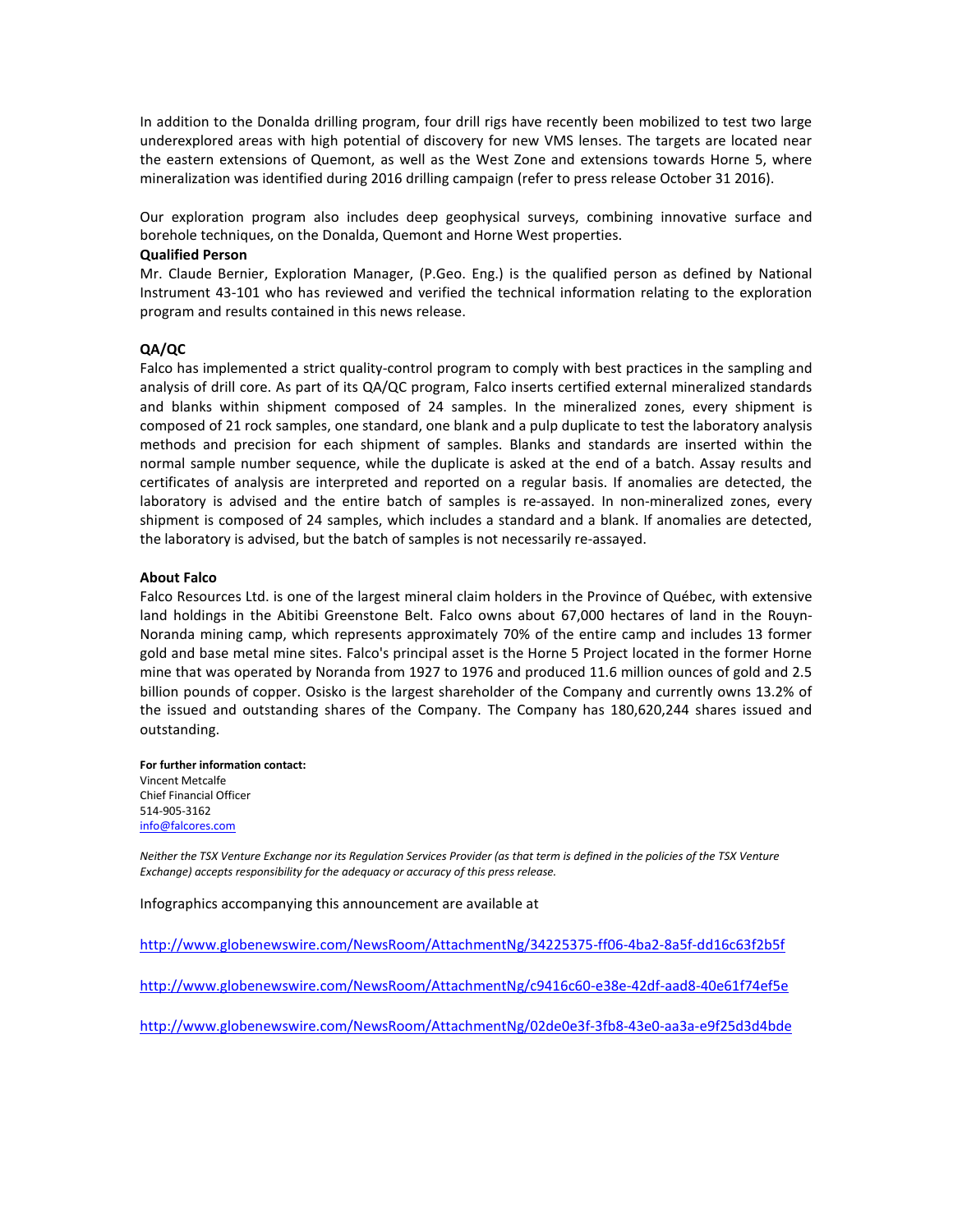In addition to the Donalda drilling program, four drill rigs have recently been mobilized to test two large underexplored areas with high potential of discovery for new VMS lenses. The targets are located near the eastern extensions of Quemont, as well as the West Zone and extensions towards Horne 5, where mineralization was identified during 2016 drilling campaign (refer to press release October 31 2016).

Our exploration program also includes deep geophysical surveys, combining innovative surface and borehole techniques, on the Donalda, Quemont and Horne West properties.

**Qualified Person**

Mr. Claude Bernier, Exploration Manager, (P.Geo. Eng.) is the qualified person as defined by National Instrument 43-101 who has reviewed and verified the technical information relating to the exploration program and results contained in this news release.

**QA/QC**

Falco has implemented a strict quality-control program to comply with best practices in the sampling and analysis of drill core. As part of its QA/QC program, Falco inserts certified external mineralized standards and blanks within shipment composed of 24 samples. In the mineralized zones, every shipment is composed of 21 rock samples, one standard, one blank and a pulp duplicate to test the laboratory analysis methods and precision for each shipment of samples. Blanks and standards are inserted within the normal sample number sequence, while the duplicate is asked at the end of a batch. Assay results and certificates of analysis are interpreted and reported on a regular basis. If anomalies are detected, the laboratory is advised and the entire batch of samples is re-assayed. In non-mineralized zones, every shipment is composed of 24 samples, which includes a standard and a blank. If anomalies are detected, the laboratory is advised, but the batch of samples is not necessarily re-assayed.

**About Falco**

Falco Resources Ltd. is one of the largest mineral claim holders in the Province of Québec, with extensive land holdings in the Abitibi Greenstone Belt. Falco owns about 67,000 hectares of land in the Rouyn-Noranda mining camp, which represents approximately 70% of the entire camp and includes 13 former gold and base metal mine sites. Falco's principal asset is the Horne 5 Project located in the former Horne mine that was operated by Noranda from 1927 to 1976 and produced 11.6 million ounces of gold and 2.5 billion pounds of copper. Osisko is the largest shareholder of the Company and currently owns 13.2% of the issued and outstanding shares of the Company. The Company has 180,620,244 shares issued and outstanding.

**For further information contact:**
Vincent Metcalfe
Chief Financial Officer
514-905-3162
info@falcores.com

*Neither the TSX Venture Exchange nor its Regulation Services Provider (as that term is defined in the policies of the TSX Venture Exchange) accepts responsibility for the adequacy or accuracy of this press release.*

Infographics accompanying this announcement are available at

http://www.globenewswire.com/NewsRoom/AttachmentNg/34225375-ff06-4ba2-8a5f-dd16c63f2b5f

http://www.globenewswire.com/NewsRoom/AttachmentNg/c9416c60-e38e-42df-aad8-40e61f74ef5e

http://www.globenewswire.com/NewsRoom/AttachmentNg/02de0e3f-3fb8-43e0-aa3a-e9f25d3d4bde